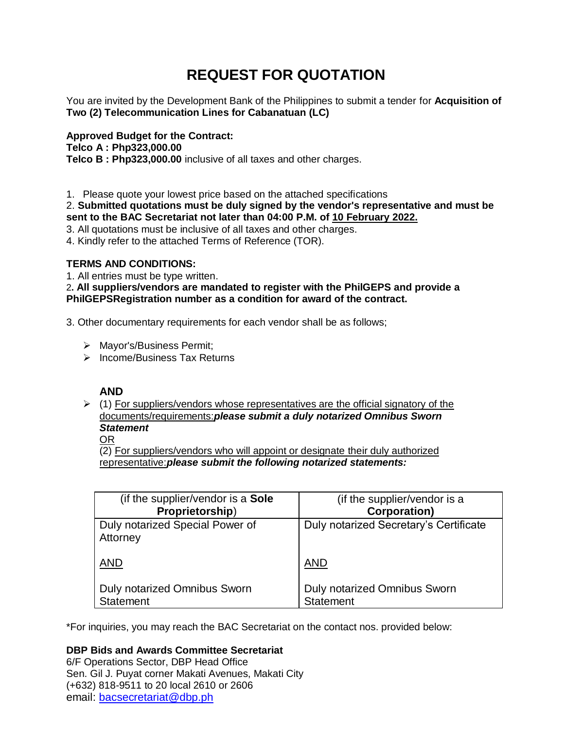# REQUEST FOR QUOTATION

You are invited by the Development Bank of the Philippines to submit a tender for **Acquisition of Two (2) Telecommunication Lines for Cabanatuan (LC)**

**Approved Budget for the Contract:**
**Telco A : Php323,000.00**
**Telco B : Php323,000.00** inclusive of all taxes and other charges.

1. Please quote your lowest price based on the attached specifications
2. **Submitted quotations must be duly signed by the vendor's representative and must be sent to the BAC Secretariat not later than 04:00 P.M. of <u>10 February 2022.</u>**
3. All quotations must be inclusive of all taxes and other charges.
4. Kindly refer to the attached Terms of Reference (TOR).

**TERMS AND CONDITIONS:**

1. All entries must be type written.
2. **All suppliers/vendors are mandated to register with the PhilGEPS and provide a PhilGEPSRegistration number as a condition for award of the contract.**

3. Other documentary requirements for each vendor shall be as follows;

- Mayor's/Business Permit;
- Income/Business Tax Returns

**AND**

- (1) <u>For suppliers/vendors whose representatives are the official signatory of the documents/requirements:</u>***please submit a duly notarized Omnibus Sworn Statement***
  <u>OR</u>
  (2) <u>For suppliers/vendors who will appoint or designate their duly authorized representative:</u>***please submit the following notarized statements:***

| (if the supplier/vendor is a **Sole Proprietorship**) | (if the supplier/vendor is a **Corporation)** |
|---|---|
| Duly notarized Special Power of Attorney<br><br><u>AND</u><br><br>Duly notarized Omnibus Sworn Statement | Duly notarized Secretary's Certificate<br><br><u>AND</u><br><br>Duly notarized Omnibus Sworn Statement |

*For inquiries, you may reach the BAC Secretariat on the contact nos. provided below:

**DBP Bids and Awards Committee Secretariat**
6/F Operations Sector, DBP Head Office
Sen. Gil J. Puyat corner Makati Avenues, Makati City
(+632) 818-9511 to 20 local 2610 or 2606
email: bacsecretariat@dbp.ph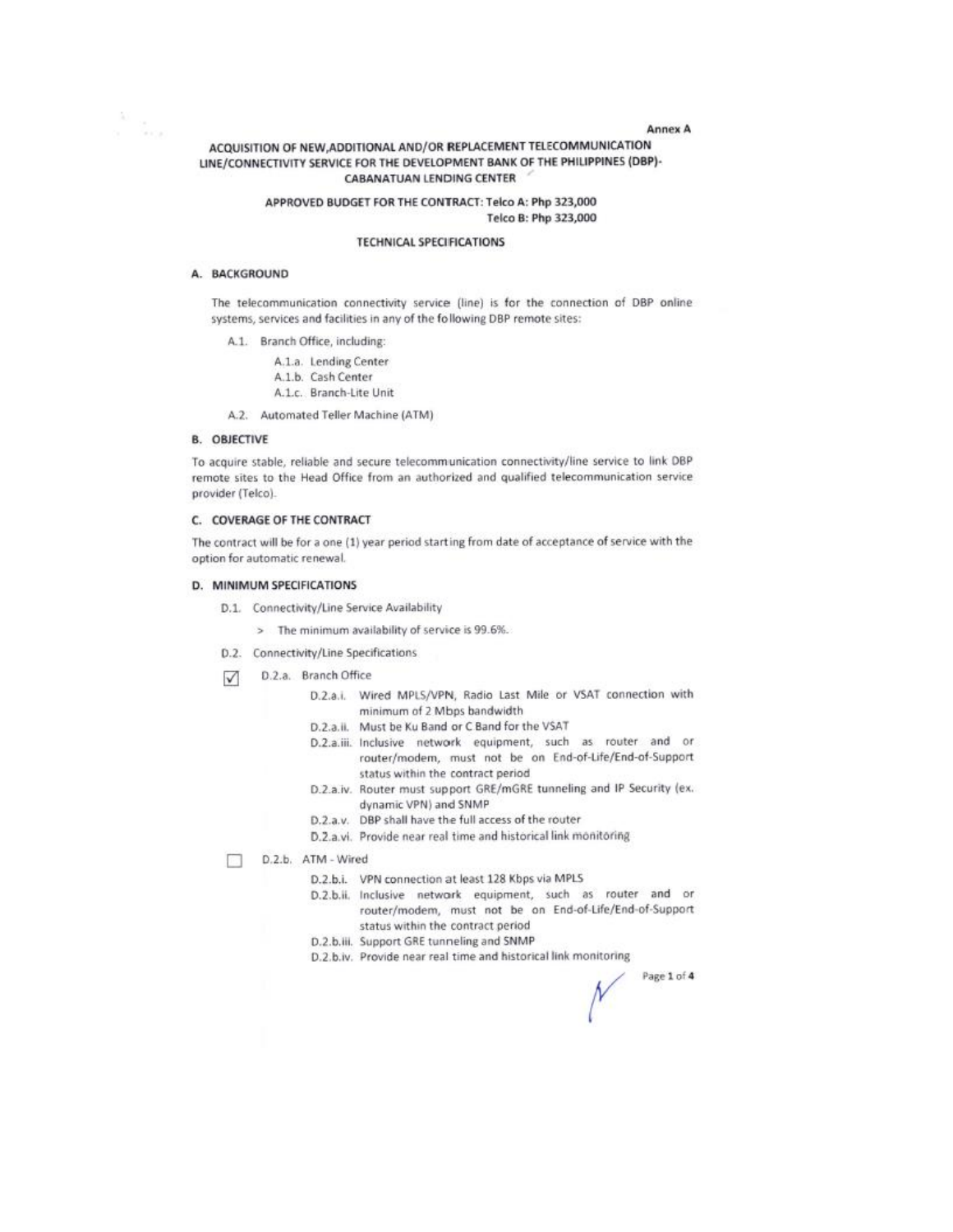Annex A

# ACQUISITION OF NEW,ADDITIONAL AND/OR REPLACEMENT TELECOMMUNICATION LINE/CONNECTIVITY SERVICE FOR THE DEVELOPMENT BANK OF THE PHILIPPINES (DBP)-CABANATUAN LENDING CENTER

**APPROVED BUDGET FOR THE CONTRACT: Telco A: Php 323,000**
**Telco B: Php 323,000**

**TECHNICAL SPECIFICATIONS**

## A. BACKGROUND

The telecommunication connectivity service (line) is for the connection of DBP online systems, services and facilities in any of the following DBP remote sites:

- A.1. Branch Office, including:
  - A.1.a. Lending Center
  - A.1.b. Cash Center
  - A.1.c. Branch-Lite Unit
- A.2. Automated Teller Machine (ATM)

## B. OBJECTIVE

To acquire stable, reliable and secure telecommunication connectivity/line service to link DBP remote sites to the Head Office from an authorized and qualified telecommunication service provider (Telco).

## C. COVERAGE OF THE CONTRACT

The contract will be for a one (1) year period starting from date of acceptance of service with the option for automatic renewal.

## D. MINIMUM SPECIFICATIONS

- D.1. Connectivity/Line Service Availability
  - > The minimum availability of service is 99.6%.
- D.2. Connectivity/Line Specifications

☑ D.2.a. Branch Office

- D.2.a.i. Wired MPLS/VPN, Radio Last Mile or VSAT connection with minimum of 2 Mbps bandwidth
- D.2.a.ii. Must be Ku Band or C Band for the VSAT
- D.2.a.iii. Inclusive network equipment, such as router and or router/modem, must not be on End-of-Life/End-of-Support status within the contract period
- D.2.a.iv. Router must support GRE/mGRE tunneling and IP Security (ex. dynamic VPN) and SNMP
- D.2.a.v. DBP shall have the full access of the router
- D.2.a.vi. Provide near real time and historical link monitoring

☐ D.2.b. ATM - Wired

- D.2.b.i. VPN connection at least 128 Kbps via MPLS
- D.2.b.ii. Inclusive network equipment, such as router and or router/modem, must not be on End-of-Life/End-of-Support status within the contract period
- D.2.b.iii. Support GRE tunneling and SNMP
- D.2.b.iv. Provide near real time and historical link monitoring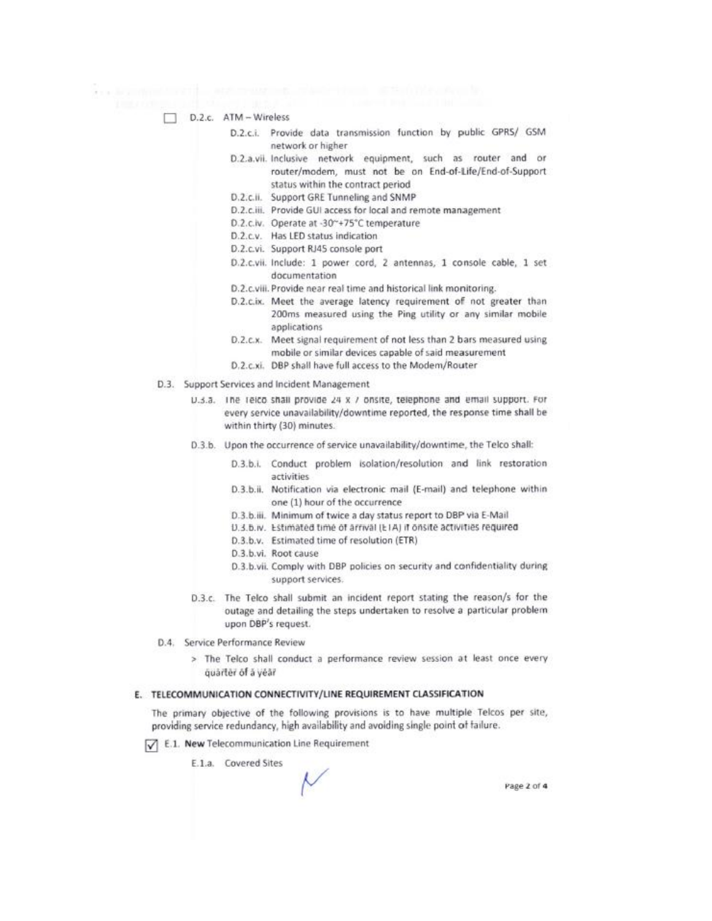☐ D.2.c. ATM – Wireless

- D.2.c.i. Provide data transmission function by public GPRS/ GSM network or higher
- D.2.a.vii. Inclusive network equipment, such as router and or router/modem, must not be on End-of-Life/End-of-Support status within the contract period
- D.2.c.ii. Support GRE Tunneling and SNMP
- D.2.c.iii. Provide GUI access for local and remote management
- D.2.c.iv. Operate at -30~+75°C temperature
- D.2.c.v. Has LED status indication
- D.2.c.vi. Support RJ45 console port
- D.2.c.vii. Include: 1 power cord, 2 antennas, 1 console cable, 1 set documentation
- D.2.c.viii. Provide near real time and historical link monitoring.
- D.2.c.ix. Meet the average latency requirement of not greater than 200ms measured using the Ping utility or any similar mobile applications
- D.2.c.x. Meet signal requirement of not less than 2 bars measured using mobile or similar devices capable of said measurement
- D.2.c.xi. DBP shall have full access to the Modem/Router

D.3. Support Services and Incident Management

- D.3.a. The Telco shall provide 24 x 7 onsite, telephone and email support. For every service unavailability/downtime reported, the response time shall be within thirty (30) minutes.
- D.3.b. Upon the occurrence of service unavailability/downtime, the Telco shall:
  - D.3.b.i. Conduct problem isolation/resolution and link restoration activities
  - D.3.b.ii. Notification via electronic mail (E-mail) and telephone within one (1) hour of the occurrence
  - D.3.b.iii. Minimum of twice a day status report to DBP via E-Mail
  - D.3.b.iv. Estimated time of arrival (ETA) if onsite activities required
  - D.3.b.v. Estimated time of resolution (ETR)
  - D.3.b.vi. Root cause
  - D.3.b.vii. Comply with DBP policies on security and confidentiality during support services.
- D.3.c. The Telco shall submit an incident report stating the reason/s for the outage and detailing the steps undertaken to resolve a particular problem upon DBP's request.

D.4. Service Performance Review

> The Telco shall conduct a performance review session at least once every quarter of a year

## E. TELECOMMUNICATION CONNECTIVITY/LINE REQUIREMENT CLASSIFICATION

The primary objective of the following provisions is to have multiple Telcos per site, providing service redundancy, high availability and avoiding single point of failure.

☑ E.1. **New** Telecommunication Line Requirement

E.1.a. Covered Sites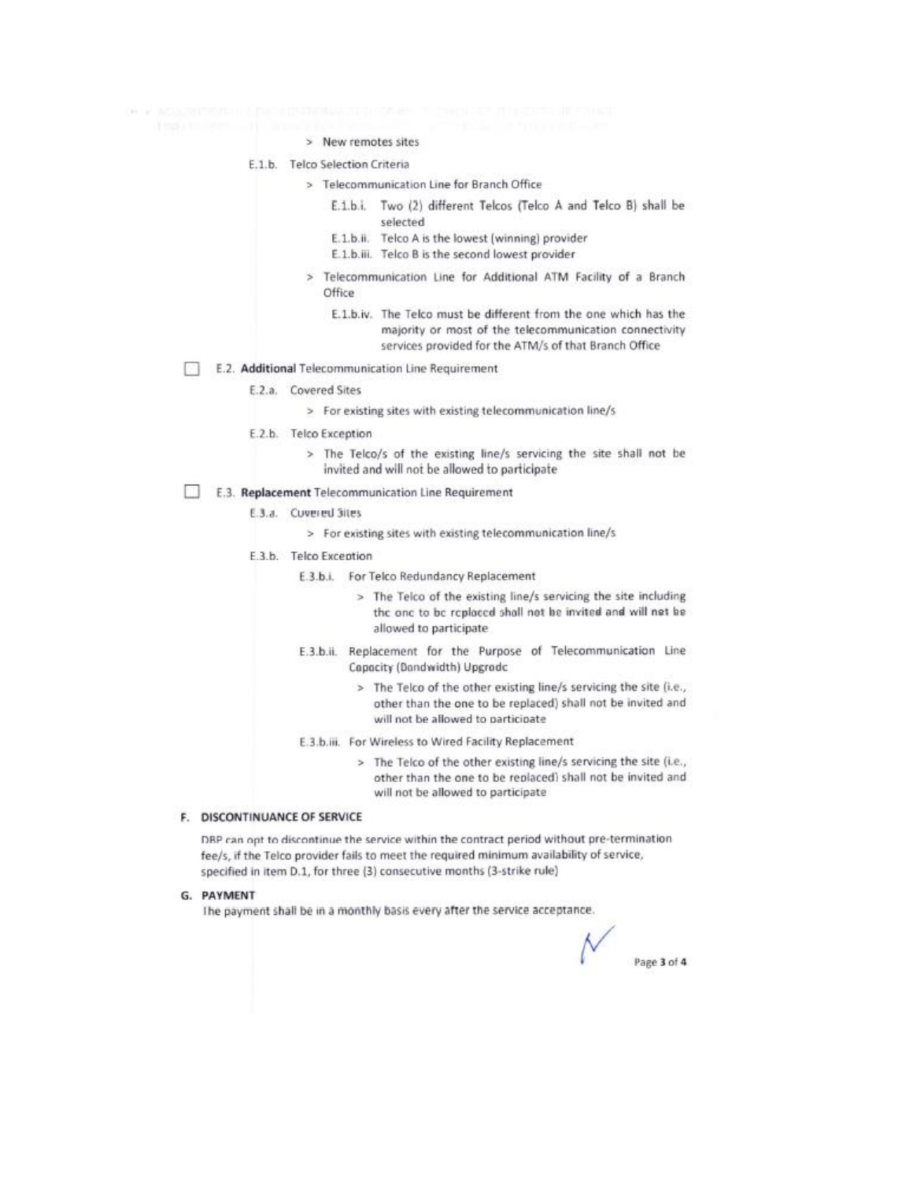> New remotes sites

E.1.b. Telco Selection Criteria

> Telecommunication Line for Branch Office

E.1.b.i. Two (2) different Telcos (Telco A and Telco B) shall be selected

E.1.b.ii. Telco A is the lowest (winning) provider

E.1.b.iii. Telco B is the second lowest provider

> Telecommunication Line for Additional ATM Facility of a Branch Office

E.1.b.iv. The Telco must be different from the one which has the majority or most of the telecommunication connectivity services provided for the ATM/s of that Branch Office

☐ E.2. **Additional** Telecommunication Line Requirement

E.2.a. Covered Sites

> For existing sites with existing telecommunication line/s

E.2.b. Telco Exception

> The Telco/s of the existing line/s servicing the site shall not be invited and will not be allowed to participate

☐ E.3. **Replacement** Telecommunication Line Requirement

E.3.a. Covered Sites

> For existing sites with existing telecommunication line/s

E.3.b. Telco Exception

E.3.b.i. For Telco Redundancy Replacement

> The Telco of the existing line/s servicing the site including the one to be replaced shall not be invited and will not be allowed to participate

E.3.b.ii. Replacement for the Purpose of Telecommunication Line Capacity (Bandwidth) Upgrade

> The Telco of the other existing line/s servicing the site (i.e., other than the one to be replaced) shall not be invited and will not be allowed to participate

E.3.b.iii. For Wireless to Wired Facility Replacement

> The Telco of the other existing line/s servicing the site (i.e., other than the one to be replaced) shall not be invited and will not be allowed to participate

## F. DISCONTINUANCE OF SERVICE

DBP can opt to discontinue the service within the contract period without pre-termination fee/s, if the Telco provider fails to meet the required minimum availability of service, specified in item D.1, for three (3) consecutive months (3-strike rule)

## G. PAYMENT

The payment shall be in a monthly basis every after the service acceptance.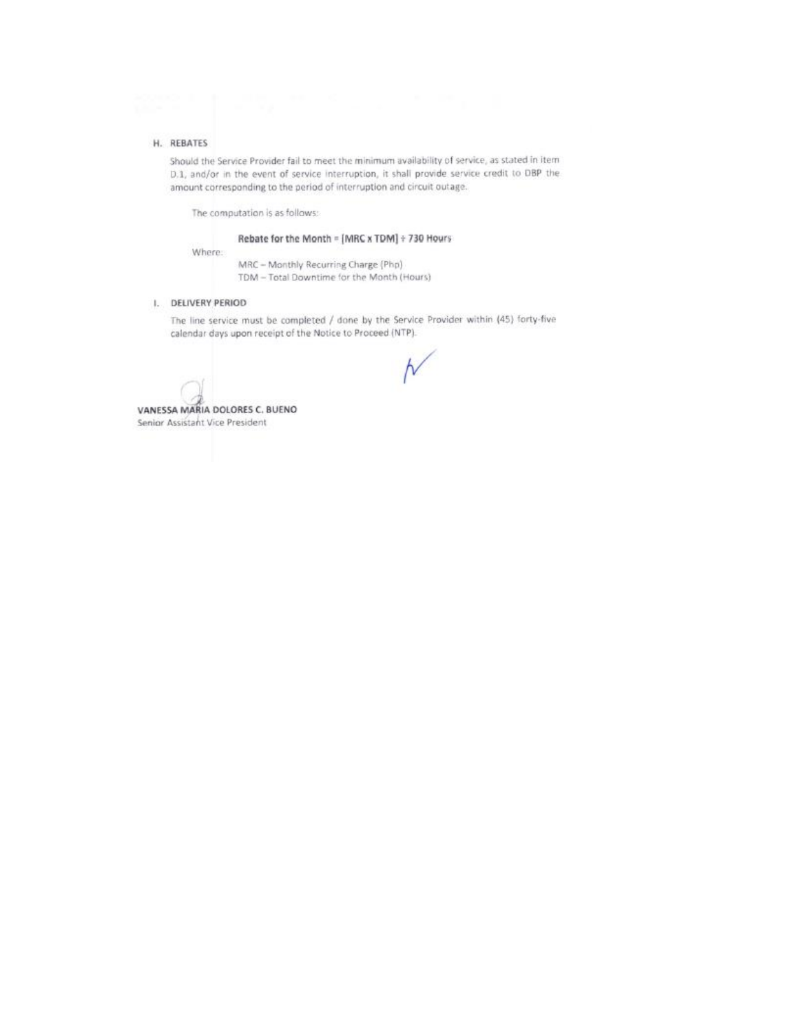## H. REBATES

Should the Service Provider fail to meet the minimum availability of service, as stated in item D.1, and/or in the event of service interruption, it shall provide service credit to DBP the amount corresponding to the period of interruption and circuit outage.

The computation is as follows:

**Rebate for the Month = [MRC x TDM] ÷ 730 Hours**

Where:

MRC – Monthly Recurring Charge (Php)
TDM – Total Downtime for the Month (Hours)

## I. DELIVERY PERIOD

The line service must be completed / done by the Service Provider within (45) forty-five calendar days upon receipt of the Notice to Proceed (NTP).

**VANESSA MARIA DOLORES C. BUENO**
Senior Assistant Vice President